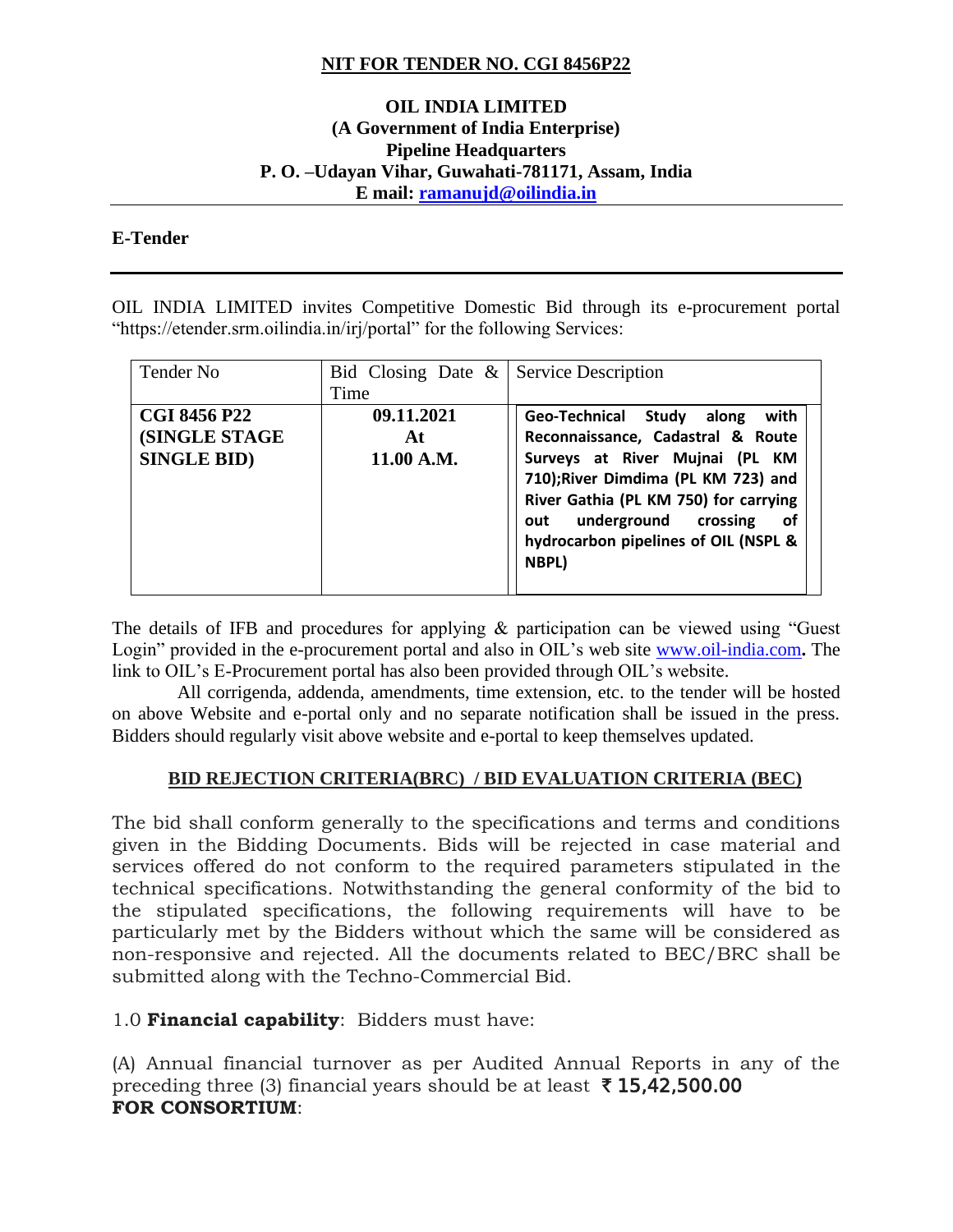## NIT FOR TENDER NO. CGI 8456P22

**OIL INDIA LIMITED**
**(A Government of India Enterprise)**
**Pipeline Headquarters**
**P. O. –Udayan Vihar, Guwahati-781171, Assam, India**
**E mail: ramanujd@oilindia.in**

**E-Tender**

OIL INDIA LIMITED invites Competitive Domestic Bid through its e-procurement portal "https://etender.srm.oilindia.in/irj/portal" for the following Services:

| Tender No | Bid Closing Date & Time | Service Description |
|---|---|---|
| **CGI 8456 P22 (SINGLE STAGE SINGLE BID)** | **09.11.2021 At 11.00 A.M.** | **Geo-Technical Study along with Reconnaissance, Cadastral & Route Surveys at River Mujnai (PL KM 710);River Dimdima (PL KM 723) and River Gathia (PL KM 750) for carrying out underground crossing of hydrocarbon pipelines of OIL (NSPL & NBPL)** |

The details of IFB and procedures for applying & participation can be viewed using "Guest Login" provided in the e-procurement portal and also in OIL's web site www.oil-india.com**.** The link to OIL's E-Procurement portal has also been provided through OIL's website.

All corrigenda, addenda, amendments, time extension, etc. to the tender will be hosted on above Website and e-portal only and no separate notification shall be issued in the press. Bidders should regularly visit above website and e-portal to keep themselves updated.

## BID REJECTION CRITERIA(BRC) / BID EVALUATION CRITERIA (BEC)

The bid shall conform generally to the specifications and terms and conditions given in the Bidding Documents. Bids will be rejected in case material and services offered do not conform to the required parameters stipulated in the technical specifications. Notwithstanding the general conformity of the bid to the stipulated specifications, the following requirements will have to be particularly met by the Bidders without which the same will be considered as non-responsive and rejected. All the documents related to BEC/BRC shall be submitted along with the Techno-Commercial Bid.

1.0 **Financial capability**: Bidders must have:

(A) Annual financial turnover as per Audited Annual Reports in any of the preceding three (3) financial years should be at least **₹ 15,42,500.00**

**FOR CONSORTIUM**: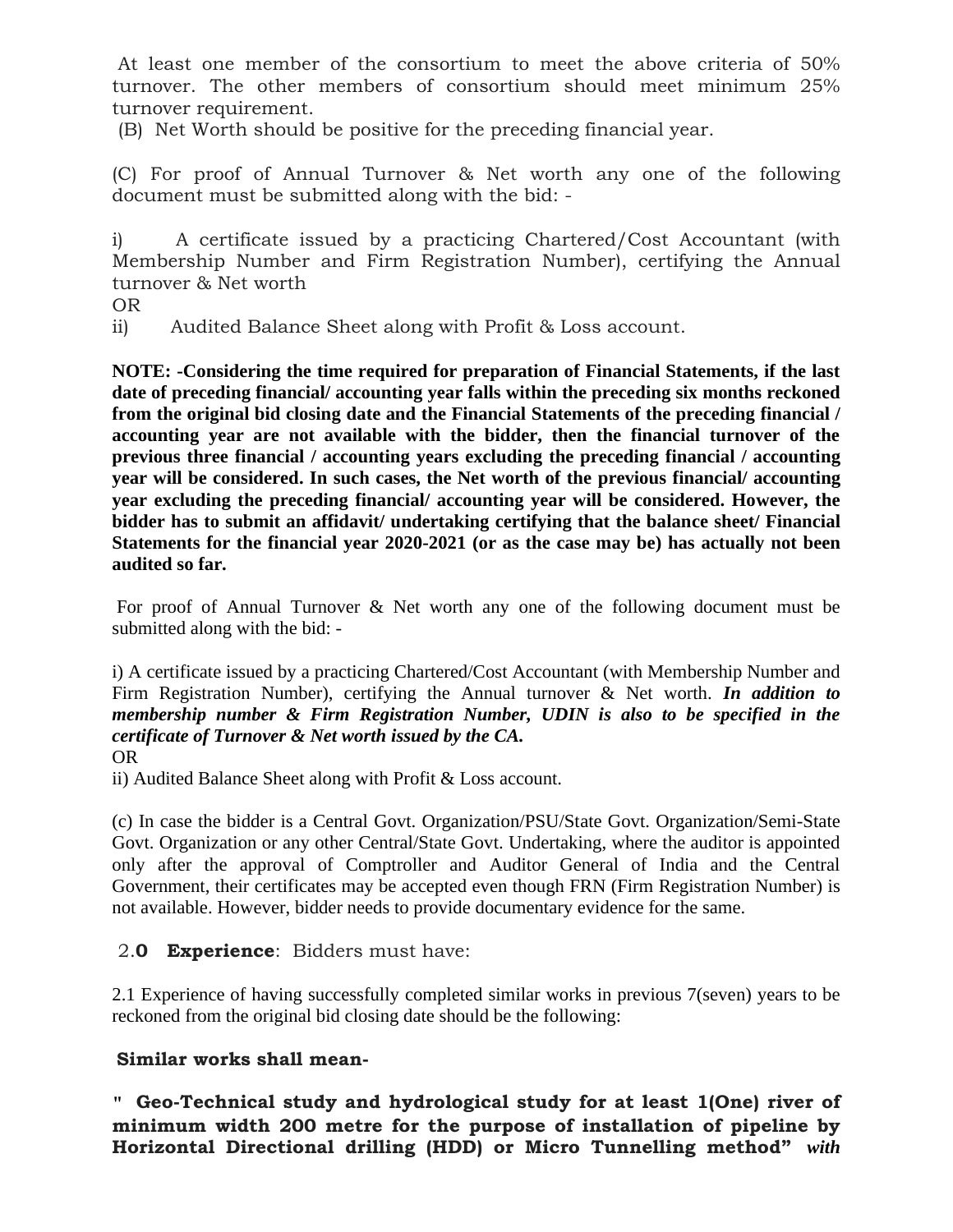At least one member of the consortium to meet the above criteria of 50% turnover. The other members of consortium should meet minimum 25% turnover requirement.

(B) Net Worth should be positive for the preceding financial year.

(C) For proof of Annual Turnover & Net worth any one of the following document must be submitted along with the bid: -

i) A certificate issued by a practicing Chartered/Cost Accountant (with Membership Number and Firm Registration Number), certifying the Annual turnover & Net worth

OR

ii) Audited Balance Sheet along with Profit & Loss account.

**NOTE: -Considering the time required for preparation of Financial Statements, if the last date of preceding financial/ accounting year falls within the preceding six months reckoned from the original bid closing date and the Financial Statements of the preceding financial / accounting year are not available with the bidder, then the financial turnover of the previous three financial / accounting years excluding the preceding financial / accounting year will be considered. In such cases, the Net worth of the previous financial/ accounting year excluding the preceding financial/ accounting year will be considered. However, the bidder has to submit an affidavit/ undertaking certifying that the balance sheet/ Financial Statements for the financial year 2020-2021 (or as the case may be) has actually not been audited so far.**

For proof of Annual Turnover & Net worth any one of the following document must be submitted along with the bid: -

i) A certificate issued by a practicing Chartered/Cost Accountant (with Membership Number and Firm Registration Number), certifying the Annual turnover & Net worth. ***In addition to membership number & Firm Registration Number, UDIN is also to be specified in the certificate of Turnover & Net worth issued by the CA.***

OR

ii) Audited Balance Sheet along with Profit & Loss account.

(c) In case the bidder is a Central Govt. Organization/PSU/State Govt. Organization/Semi-State Govt. Organization or any other Central/State Govt. Undertaking, where the auditor is appointed only after the approval of Comptroller and Auditor General of India and the Central Government, their certificates may be accepted even though FRN (Firm Registration Number) is not available. However, bidder needs to provide documentary evidence for the same.

2.**0** **Experience**: Bidders must have:

2.1 Experience of having successfully completed similar works in previous 7(seven) years to be reckoned from the original bid closing date should be the following:

**Similar works shall mean-**

**" Geo-Technical study and hydrological study for at least 1(One) river of minimum width 200 metre for the purpose of installation of pipeline by Horizontal Directional drilling (HDD) or Micro Tunnelling method"** ***with***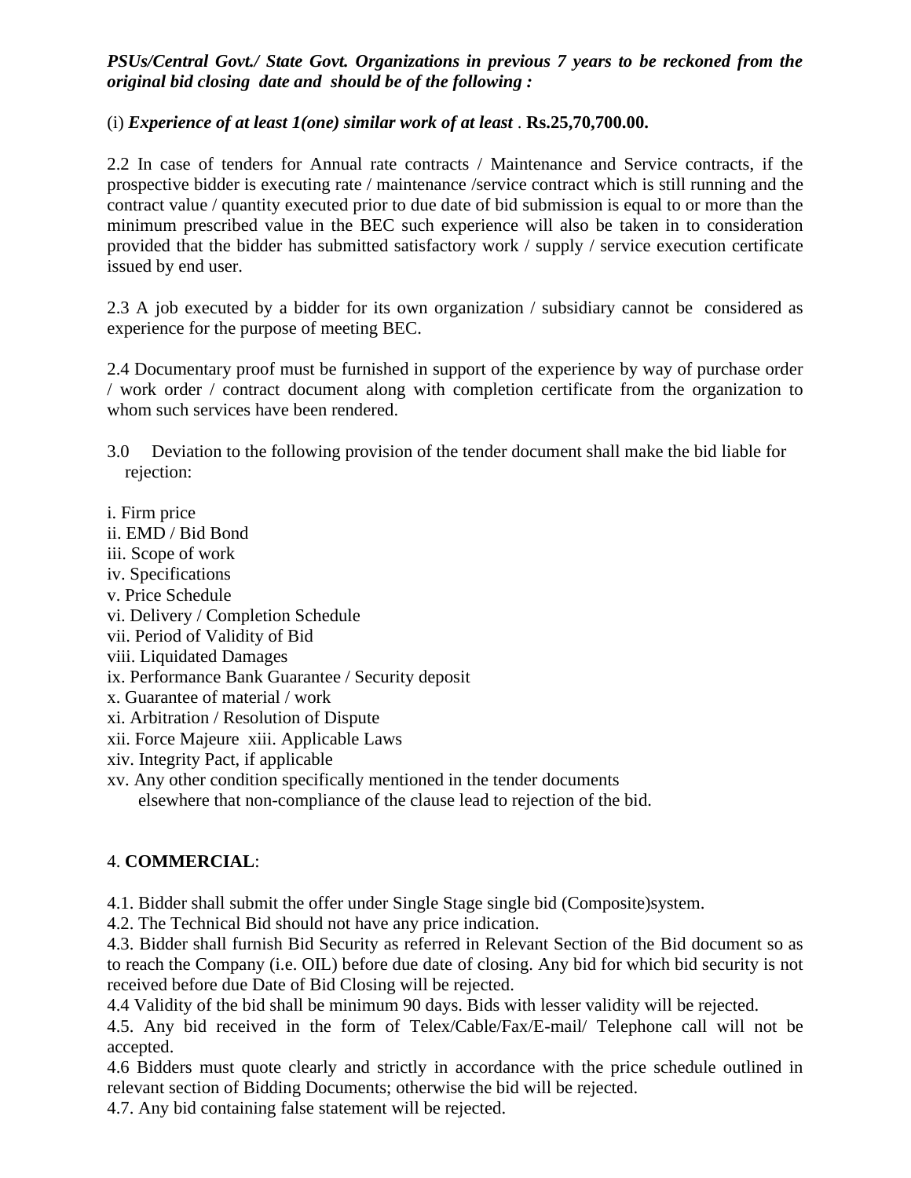***PSUs/Central Govt./ State Govt. Organizations in previous 7 years to be reckoned from the original bid closing date and should be of the following :***

(i) ***Experience of at least 1(one) similar work of at least*** . **Rs.25,70,700.00.**

2.2 In case of tenders for Annual rate contracts / Maintenance and Service contracts, if the prospective bidder is executing rate / maintenance /service contract which is still running and the contract value / quantity executed prior to due date of bid submission is equal to or more than the minimum prescribed value in the BEC such experience will also be taken in to consideration provided that the bidder has submitted satisfactory work / supply / service execution certificate issued by end user.

2.3 A job executed by a bidder for its own organization / subsidiary cannot be considered as experience for the purpose of meeting BEC.

2.4 Documentary proof must be furnished in support of the experience by way of purchase order / work order / contract document along with completion certificate from the organization to whom such services have been rendered.

3.0 Deviation to the following provision of the tender document shall make the bid liable for rejection:

i. Firm price
ii. EMD / Bid Bond
iii. Scope of work
iv. Specifications
v. Price Schedule
vi. Delivery / Completion Schedule
vii. Period of Validity of Bid
viii. Liquidated Damages
ix. Performance Bank Guarantee / Security deposit
x. Guarantee of material / work
xi. Arbitration / Resolution of Dispute
xii. Force Majeure xiii. Applicable Laws
xiv. Integrity Pact, if applicable
xv. Any other condition specifically mentioned in the tender documents elsewhere that non-compliance of the clause lead to rejection of the bid.

4. **COMMERCIAL**:

4.1. Bidder shall submit the offer under Single Stage single bid (Composite)system.
4.2. The Technical Bid should not have any price indication.
4.3. Bidder shall furnish Bid Security as referred in Relevant Section of the Bid document so as to reach the Company (i.e. OIL) before due date of closing. Any bid for which bid security is not received before due Date of Bid Closing will be rejected.
4.4 Validity of the bid shall be minimum 90 days. Bids with lesser validity will be rejected.
4.5. Any bid received in the form of Telex/Cable/Fax/E-mail/ Telephone call will not be accepted.
4.6 Bidders must quote clearly and strictly in accordance with the price schedule outlined in relevant section of Bidding Documents; otherwise the bid will be rejected.
4.7. Any bid containing false statement will be rejected.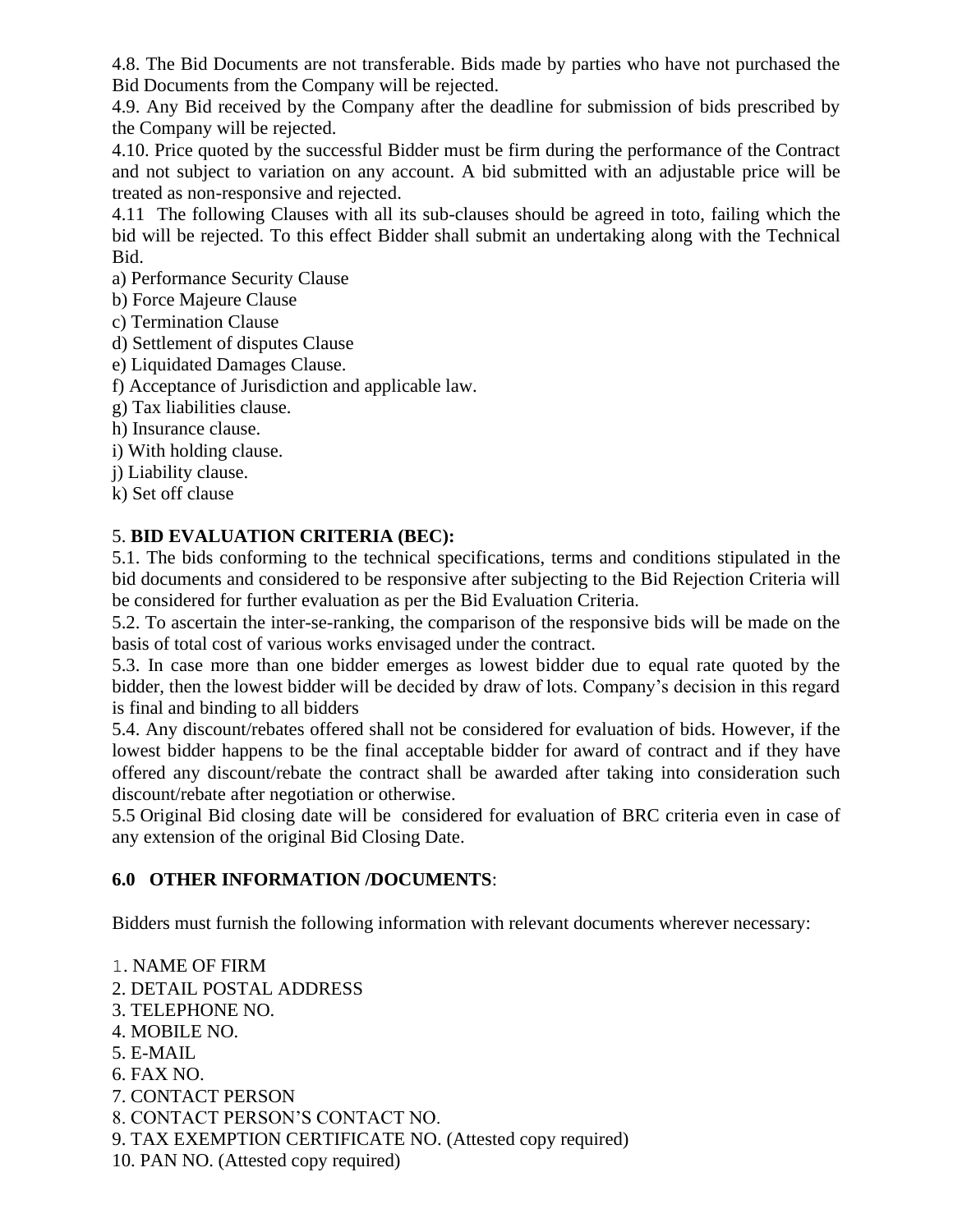4.8. The Bid Documents are not transferable. Bids made by parties who have not purchased the Bid Documents from the Company will be rejected.

4.9. Any Bid received by the Company after the deadline for submission of bids prescribed by the Company will be rejected.

4.10. Price quoted by the successful Bidder must be firm during the performance of the Contract and not subject to variation on any account. A bid submitted with an adjustable price will be treated as non-responsive and rejected.

4.11 The following Clauses with all its sub-clauses should be agreed in toto, failing which the bid will be rejected. To this effect Bidder shall submit an undertaking along with the Technical Bid.

a) Performance Security Clause
b) Force Majeure Clause
c) Termination Clause
d) Settlement of disputes Clause
e) Liquidated Damages Clause.
f) Acceptance of Jurisdiction and applicable law.
g) Tax liabilities clause.
h) Insurance clause.
i) With holding clause.
j) Liability clause.
k) Set off clause

5. **BID EVALUATION CRITERIA (BEC):**

5.1. The bids conforming to the technical specifications, terms and conditions stipulated in the bid documents and considered to be responsive after subjecting to the Bid Rejection Criteria will be considered for further evaluation as per the Bid Evaluation Criteria.

5.2. To ascertain the inter-se-ranking, the comparison of the responsive bids will be made on the basis of total cost of various works envisaged under the contract.

5.3. In case more than one bidder emerges as lowest bidder due to equal rate quoted by the bidder, then the lowest bidder will be decided by draw of lots. Company's decision in this regard is final and binding to all bidders

5.4. Any discount/rebates offered shall not be considered for evaluation of bids. However, if the lowest bidder happens to be the final acceptable bidder for award of contract and if they have offered any discount/rebate the contract shall be awarded after taking into consideration such discount/rebate after negotiation or otherwise.

5.5 Original Bid closing date will be considered for evaluation of BRC criteria even in case of any extension of the original Bid Closing Date.

**6.0 OTHER INFORMATION /DOCUMENTS**:

Bidders must furnish the following information with relevant documents wherever necessary:

1. NAME OF FIRM
2. DETAIL POSTAL ADDRESS
3. TELEPHONE NO.
4. MOBILE NO.
5. E-MAIL
6. FAX NO.
7. CONTACT PERSON
8. CONTACT PERSON'S CONTACT NO.
9. TAX EXEMPTION CERTIFICATE NO. (Attested copy required)
10. PAN NO. (Attested copy required)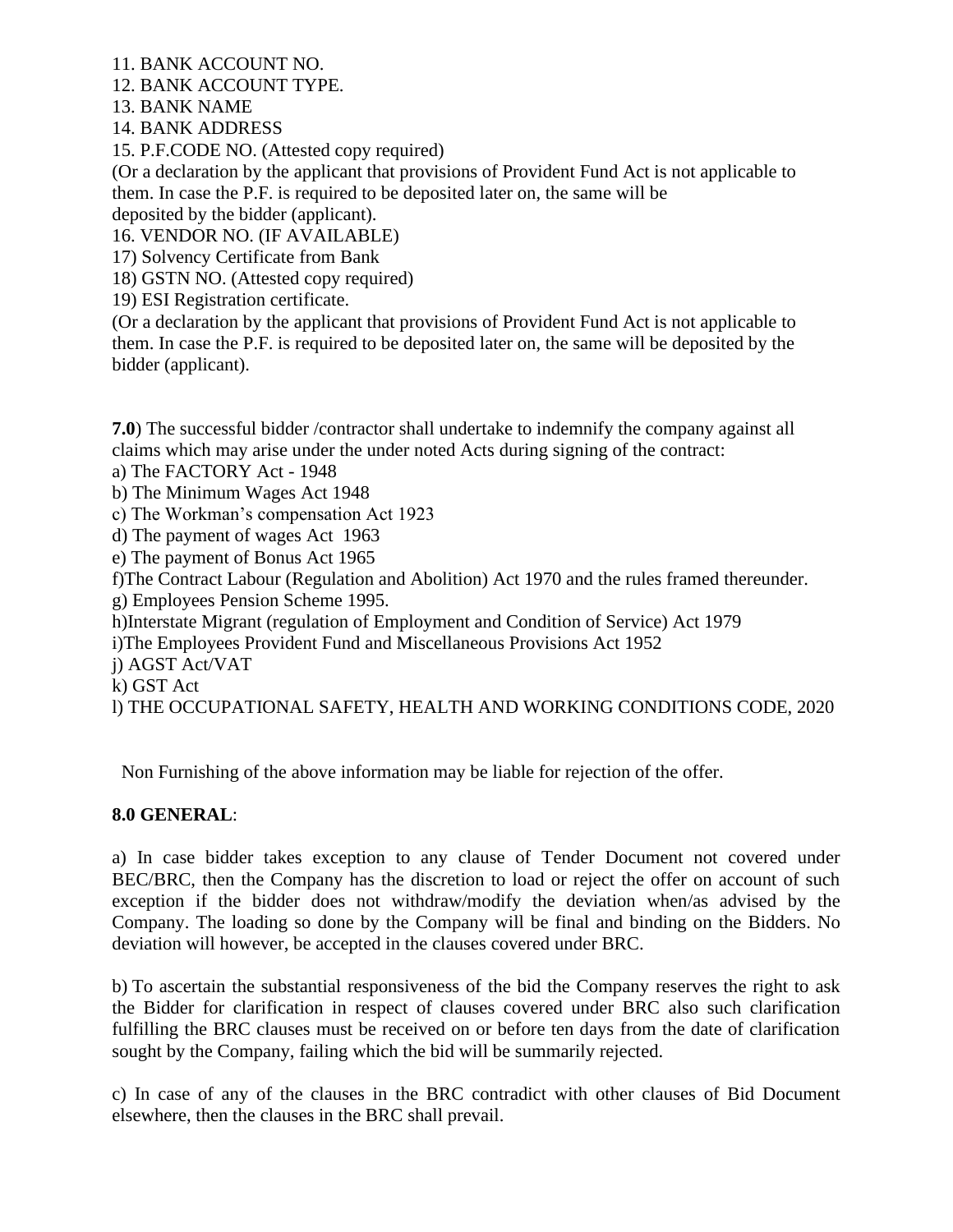11. BANK ACCOUNT NO.
12. BANK ACCOUNT TYPE.
13. BANK NAME
14. BANK ADDRESS
15. P.F.CODE NO. (Attested copy required)

(Or a declaration by the applicant that provisions of Provident Fund Act is not applicable to them. In case the P.F. is required to be deposited later on, the same will be deposited by the bidder (applicant).

16. VENDOR NO. (IF AVAILABLE)
17) Solvency Certificate from Bank
18) GSTN NO. (Attested copy required)
19) ESI Registration certificate.

(Or a declaration by the applicant that provisions of Provident Fund Act is not applicable to them. In case the P.F. is required to be deposited later on, the same will be deposited by the bidder (applicant).

**7.0**) The successful bidder /contractor shall undertake to indemnify the company against all claims which may arise under the under noted Acts during signing of the contract:

a) The FACTORY Act - 1948
b) The Minimum Wages Act 1948
c) The Workman's compensation Act 1923
d) The payment of wages Act 1963
e) The payment of Bonus Act 1965
f)The Contract Labour (Regulation and Abolition) Act 1970 and the rules framed thereunder.
g) Employees Pension Scheme 1995.
h)Interstate Migrant (regulation of Employment and Condition of Service) Act 1979
i)The Employees Provident Fund and Miscellaneous Provisions Act 1952
j) AGST Act/VAT
k) GST Act
l) THE OCCUPATIONAL SAFETY, HEALTH AND WORKING CONDITIONS CODE, 2020

Non Furnishing of the above information may be liable for rejection of the offer.

**8.0 GENERAL**:

a) In case bidder takes exception to any clause of Tender Document not covered under BEC/BRC, then the Company has the discretion to load or reject the offer on account of such exception if the bidder does not withdraw/modify the deviation when/as advised by the Company. The loading so done by the Company will be final and binding on the Bidders. No deviation will however, be accepted in the clauses covered under BRC.

b) To ascertain the substantial responsiveness of the bid the Company reserves the right to ask the Bidder for clarification in respect of clauses covered under BRC also such clarification fulfilling the BRC clauses must be received on or before ten days from the date of clarification sought by the Company, failing which the bid will be summarily rejected.

c) In case of any of the clauses in the BRC contradict with other clauses of Bid Document elsewhere, then the clauses in the BRC shall prevail.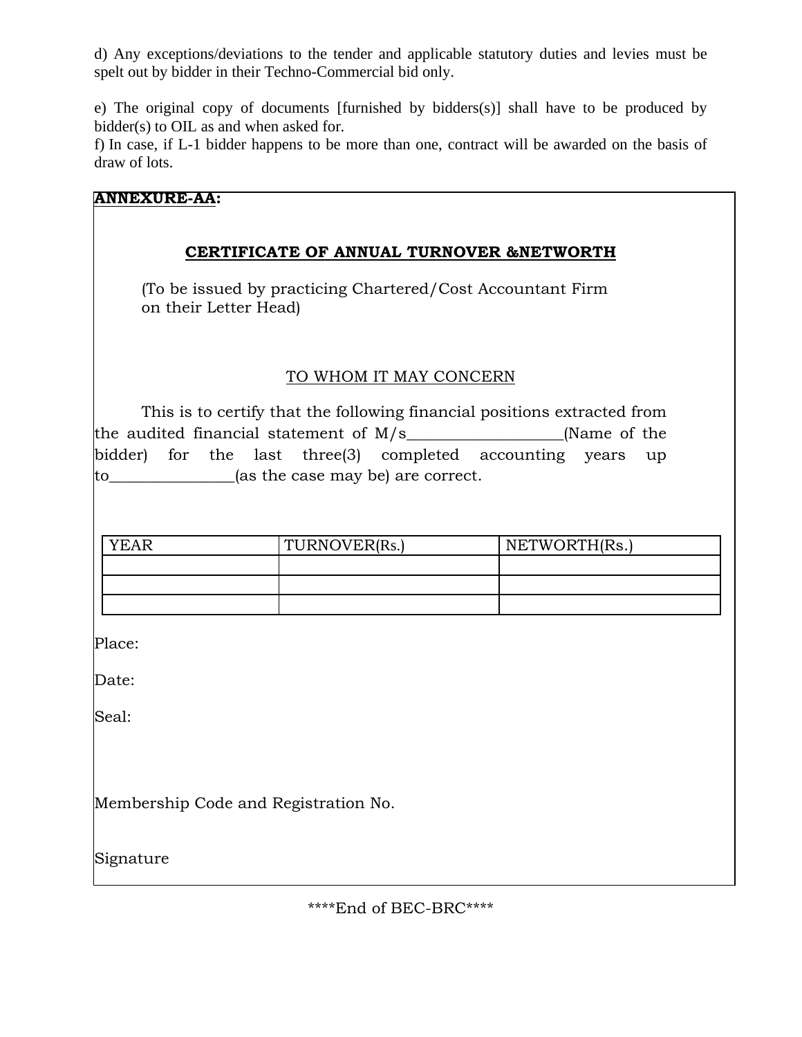d) Any exceptions/deviations to the tender and applicable statutory duties and levies must be spelt out by bidder in their Techno-Commercial bid only.

e) The original copy of documents [furnished by bidders(s)] shall have to be produced by bidder(s) to OIL as and when asked for.

f) In case, if L-1 bidder happens to be more than one, contract will be awarded on the basis of draw of lots.

**ANNEXURE-AA:**

## CERTIFICATE OF ANNUAL TURNOVER &NETWORTH

(To be issued by practicing Chartered/Cost Accountant Firm on their Letter Head)

TO WHOM IT MAY CONCERN

This is to certify that the following financial positions extracted from the audited financial statement of M/s___________________(Name of the bidder) for the last three(3) completed accounting years up to_______________(as the case may be) are correct.

| YEAR | TURNOVER(Rs.) | NETWORTH(Rs.) |
|---|---|---|
| | | |
| | | |
| | | |

Place:

Date:

Seal:

Membership Code and Registration No.

Signature

****End of BEC-BRC****